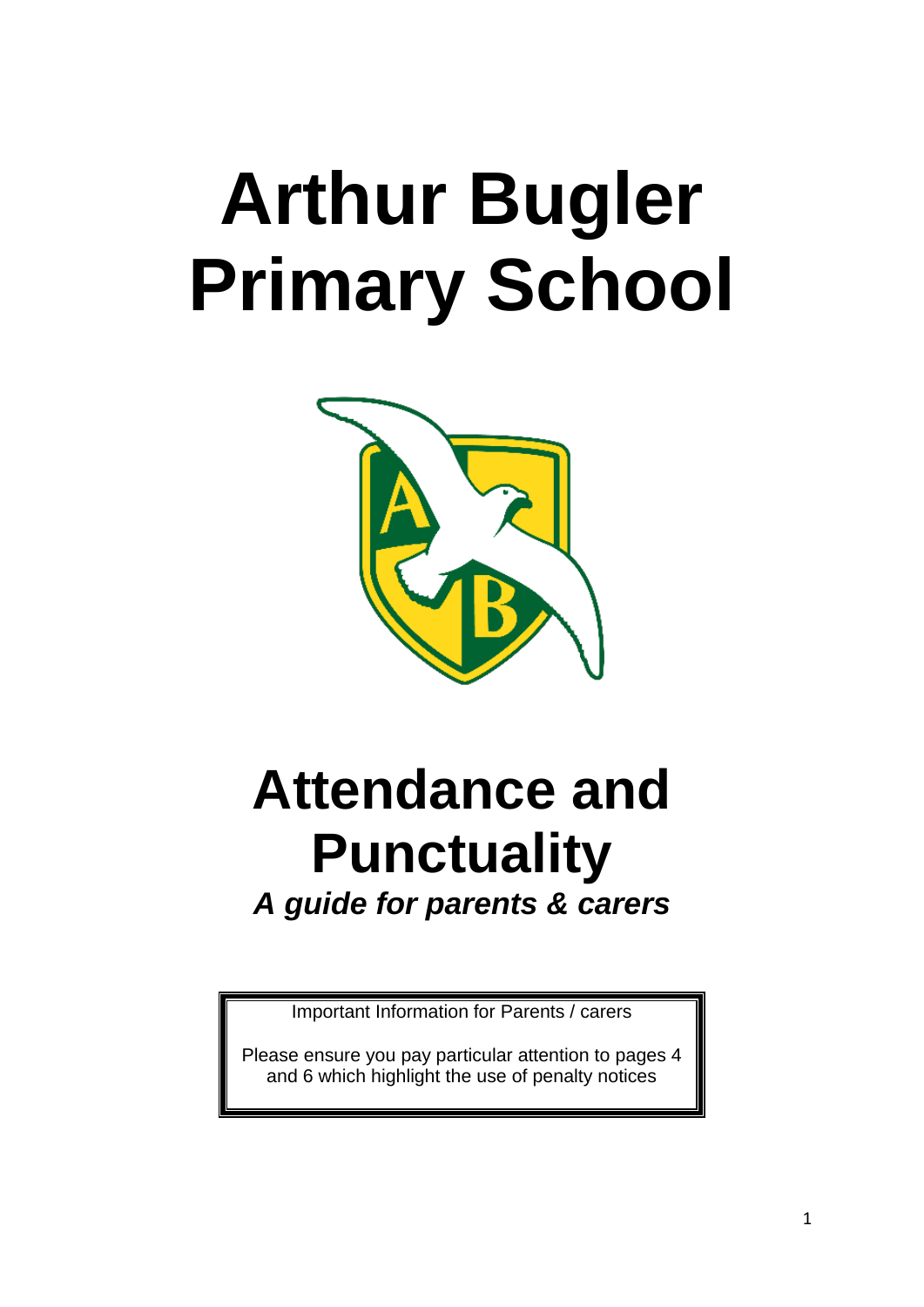# Arthur Bugler Primary School

# Attendance and Punctuality

***A guide for parents & carers***

Important Information for Parents / carers

Please ensure you pay particular attention to pages 4 and 6 which highlight the use of penalty notices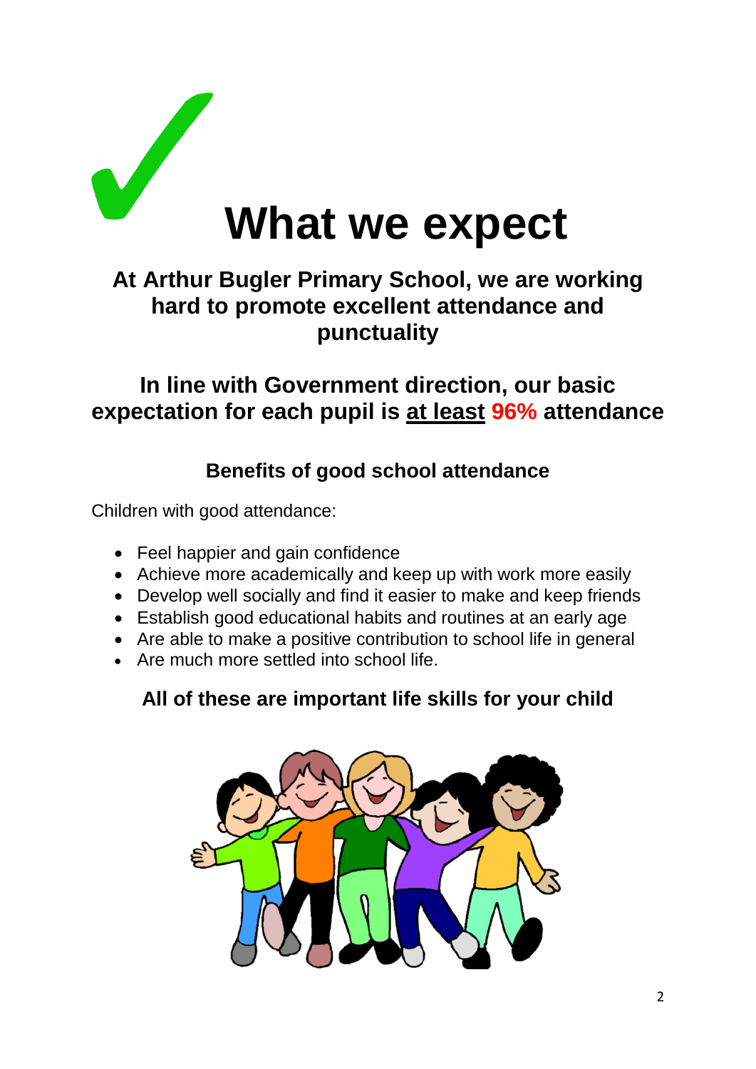# What we expect

## At Arthur Bugler Primary School, we are working hard to promote excellent attendance and punctuality

## In line with Government direction, our basic expectation for each pupil is at least 96% attendance

### Benefits of good school attendance

Children with good attendance:

- Feel happier and gain confidence
- Achieve more academically and keep up with work more easily
- Develop well socially and find it easier to make and keep friends
- Establish good educational habits and routines at an early age
- Are able to make a positive contribution to school life in general
- Are much more settled into school life.

### All of these are important life skills for your child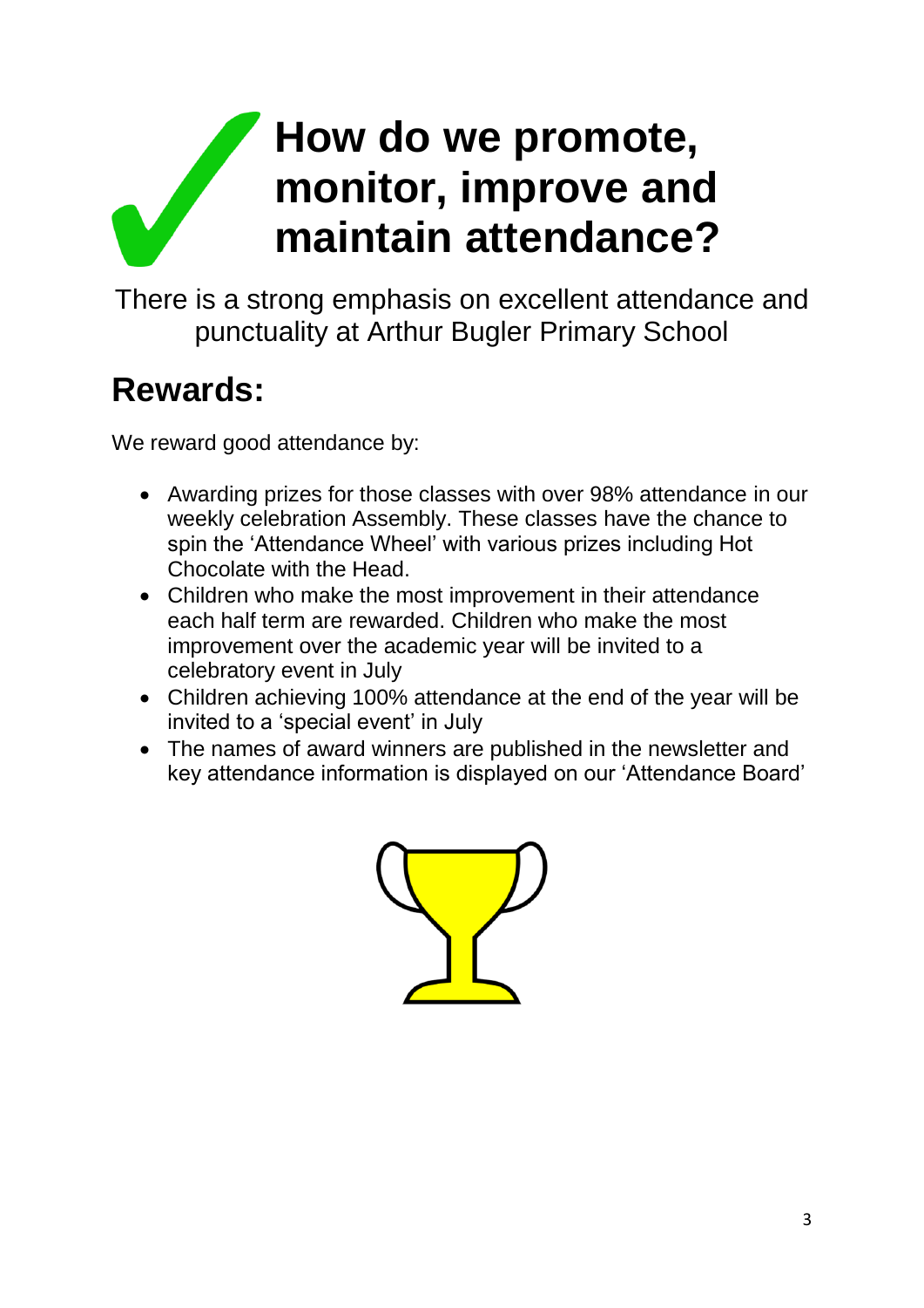# How do we promote, monitor, improve and maintain attendance?

There is a strong emphasis on excellent attendance and punctuality at Arthur Bugler Primary School

## Rewards:

We reward good attendance by:

- Awarding prizes for those classes with over 98% attendance in our weekly celebration Assembly. These classes have the chance to spin the 'Attendance Wheel' with various prizes including Hot Chocolate with the Head.
- Children who make the most improvement in their attendance each half term are rewarded. Children who make the most improvement over the academic year will be invited to a celebratory event in July
- Children achieving 100% attendance at the end of the year will be invited to a 'special event' in July
- The names of award winners are published in the newsletter and key attendance information is displayed on our 'Attendance Board'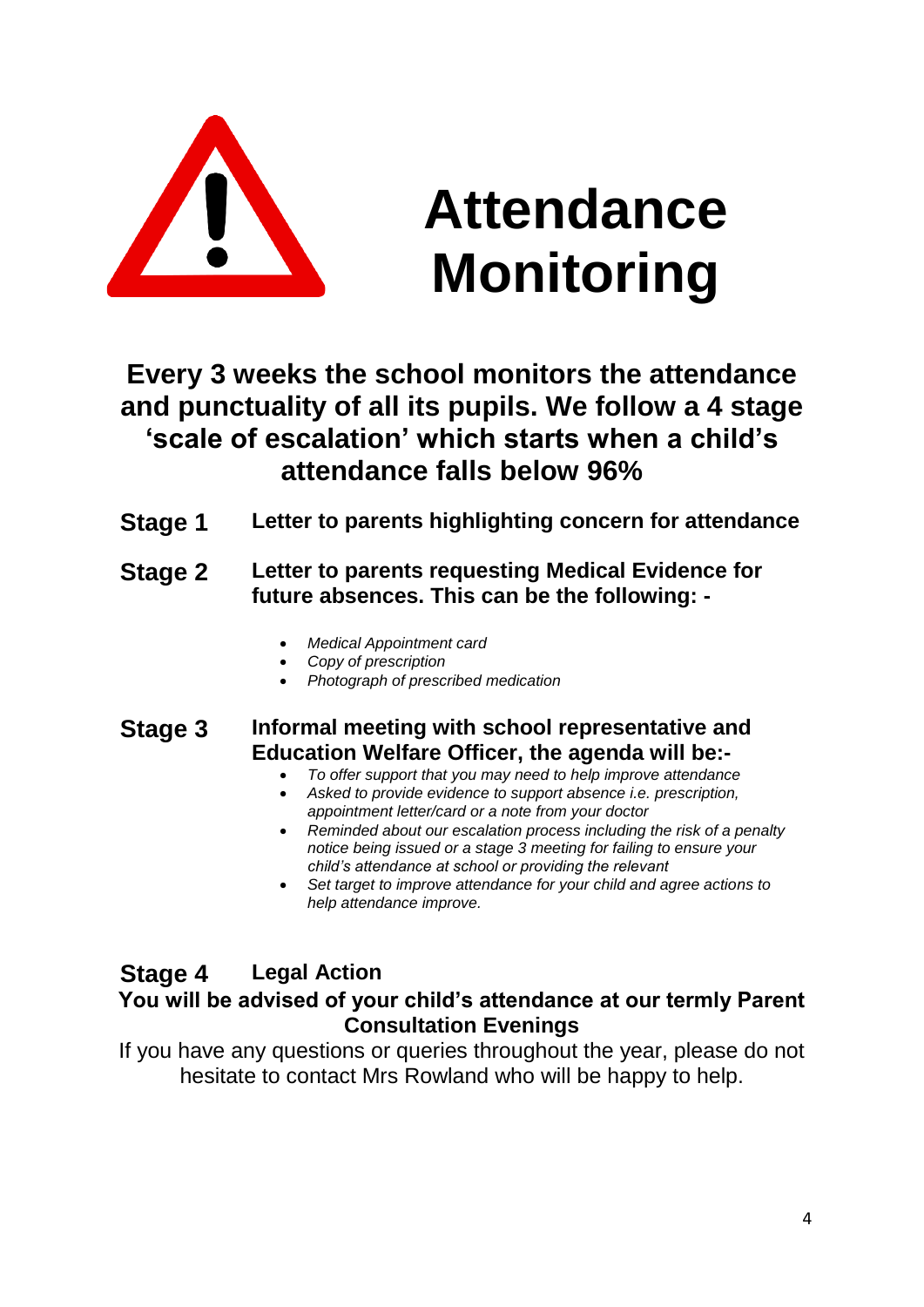# Attendance Monitoring

**Every 3 weeks the school monitors the attendance and punctuality of all its pupils. We follow a 4 stage 'scale of escalation' which starts when a child's attendance falls below 96%**

**Stage 1** **Letter to parents highlighting concern for attendance**

**Stage 2** **Letter to parents requesting Medical Evidence for future absences. This can be the following: -**

- *Medical Appointment card*
- *Copy of prescription*
- *Photograph of prescribed medication*

**Stage 3** **Informal meeting with school representative and Education Welfare Officer, the agenda will be:-**

- *To offer support that you may need to help improve attendance*
- *Asked to provide evidence to support absence i.e. prescription, appointment letter/card or a note from your doctor*
- *Reminded about our escalation process including the risk of a penalty notice being issued or a stage 3 meeting for failing to ensure your child's attendance at school or providing the relevant*
- *Set target to improve attendance for your child and agree actions to help attendance improve.*

**Stage 4** **Legal Action**

**You will be advised of your child's attendance at our termly Parent Consultation Evenings**

If you have any questions or queries throughout the year, please do not hesitate to contact Mrs Rowland who will be happy to help.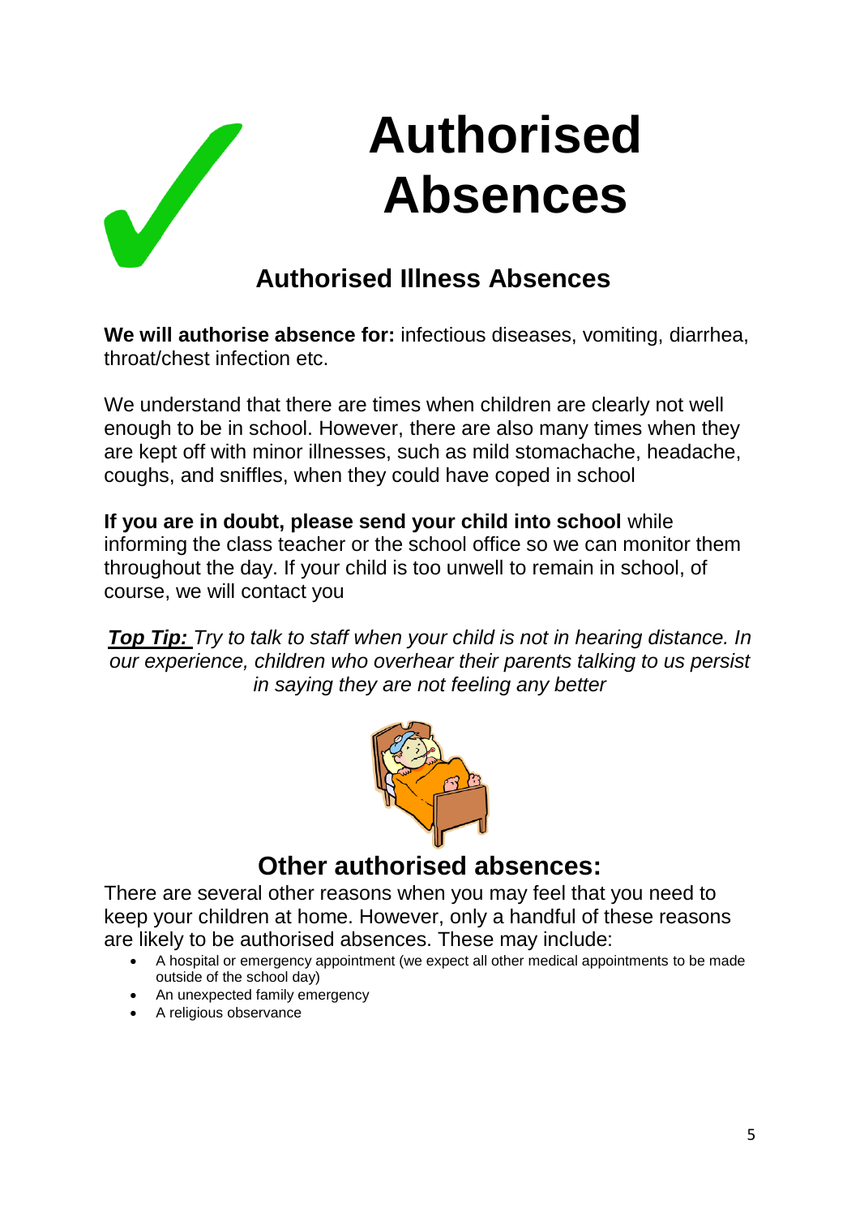# Authorised Absences

## Authorised Illness Absences

**We will authorise absence for:** infectious diseases, vomiting, diarrhea, throat/chest infection etc.

We understand that there are times when children are clearly not well enough to be in school. However, there are also many times when they are kept off with minor illnesses, such as mild stomachache, headache, coughs, and sniffles, when they could have coped in school

**If you are in doubt, please send your child into school** while informing the class teacher or the school office so we can monitor them throughout the day. If your child is too unwell to remain in school, of course, we will contact you

***Top Tip:*** *Try to talk to staff when your child is not in hearing distance. In our experience, children who overhear their parents talking to us persist in saying they are not feeling any better*

## Other authorised absences:

There are several other reasons when you may feel that you need to keep your children at home. However, only a handful of these reasons are likely to be authorised absences. These may include:

- A hospital or emergency appointment (we expect all other medical appointments to be made outside of the school day)
- An unexpected family emergency
- A religious observance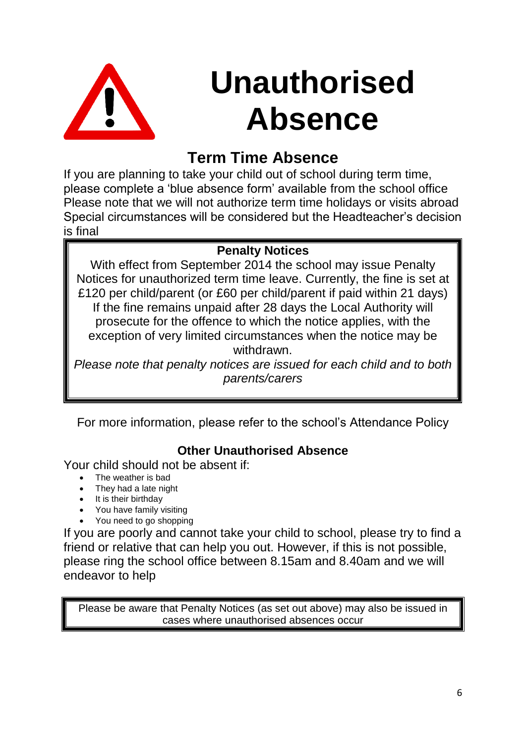# Unauthorised Absence

## Term Time Absence

If you are planning to take your child out of school during term time, please complete a 'blue absence form' available from the school office Please note that we will not authorize term time holidays or visits abroad Special circumstances will be considered but the Headteacher's decision is final

**Penalty Notices**

With effect from September 2014 the school may issue Penalty Notices for unauthorized term time leave. Currently, the fine is set at £120 per child/parent (or £60 per child/parent if paid within 21 days) If the fine remains unpaid after 28 days the Local Authority will prosecute for the offence to which the notice applies, with the exception of very limited circumstances when the notice may be withdrawn.

*Please note that penalty notices are issued for each child and to both parents/carers*

For more information, please refer to the school's Attendance Policy

### Other Unauthorised Absence

Your child should not be absent if:

- The weather is bad
- They had a late night
- It is their birthday
- You have family visiting
- You need to go shopping

If you are poorly and cannot take your child to school, please try to find a friend or relative that can help you out. However, if this is not possible, please ring the school office between 8.15am and 8.40am and we will endeavor to help

Please be aware that Penalty Notices (as set out above) may also be issued in cases where unauthorised absences occur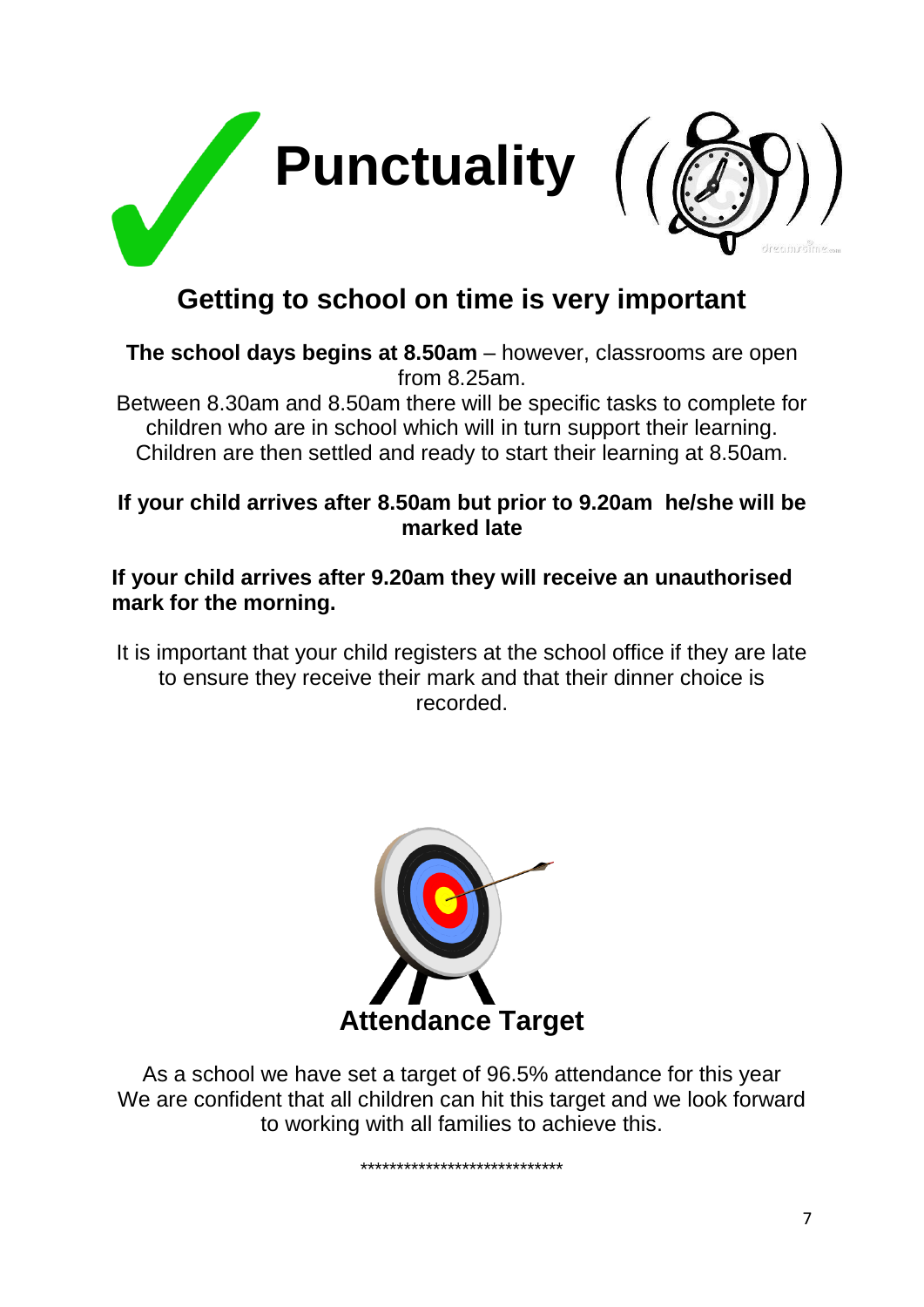# Punctuality

## Getting to school on time is very important

**The school days begins at 8.50am** – however, classrooms are open from 8.25am.
Between 8.30am and 8.50am there will be specific tasks to complete for children who are in school which will in turn support their learning. Children are then settled and ready to start their learning at 8.50am.

**If your child arrives after 8.50am but prior to 9.20am he/she will be marked late**

**If your child arrives after 9.20am they will receive an unauthorised mark for the morning.**

It is important that your child registers at the school office if they are late to ensure they receive their mark and that their dinner choice is recorded.

## Attendance Target

As a school we have set a target of 96.5% attendance for this year
We are confident that all children can hit this target and we look forward to working with all families to achieve this.

****************************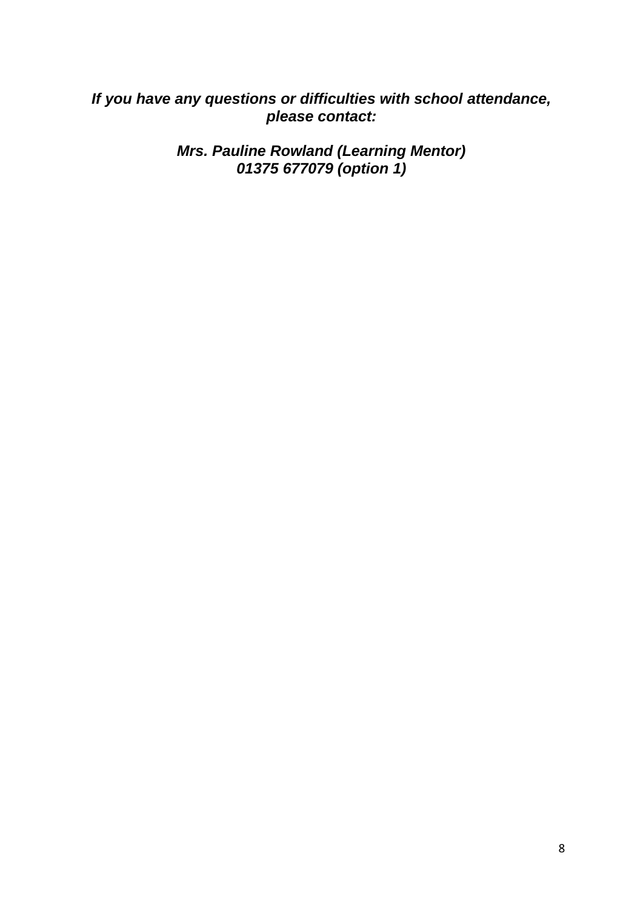***If you have any questions or difficulties with school attendance, please contact:***

***Mrs. Pauline Rowland (Learning Mentor)***
***01375 677079 (option 1)***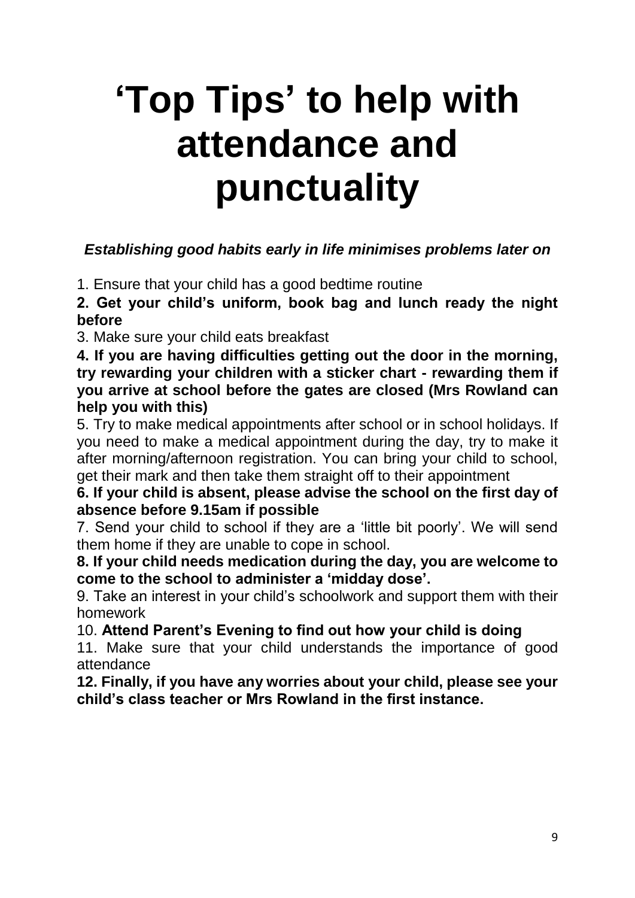# ‘Top Tips’ to help with attendance and punctuality

***Establishing good habits early in life minimises problems later on***

1. Ensure that your child has a good bedtime routine
2. **Get your child’s uniform, book bag and lunch ready the night before**
3. Make sure your child eats breakfast
4. **If you are having difficulties getting out the door in the morning, try rewarding your children with a sticker chart - rewarding them if you arrive at school before the gates are closed (Mrs Rowland can help you with this)**
5. Try to make medical appointments after school or in school holidays. If you need to make a medical appointment during the day, try to make it after morning/afternoon registration. You can bring your child to school, get their mark and then take them straight off to their appointment
6. **If your child is absent, please advise the school on the first day of absence before 9.15am if possible**
7. Send your child to school if they are a ‘little bit poorly’. We will send them home if they are unable to cope in school.
8. **If your child needs medication during the day, you are welcome to come to the school to administer a ‘midday dose’.**
9. Take an interest in your child’s schoolwork and support them with their homework
10. **Attend Parent’s Evening to find out how your child is doing**
11. Make sure that your child understands the importance of good attendance
12. **Finally, if you have any worries about your child, please see your child’s class teacher or Mrs Rowland in the first instance.**